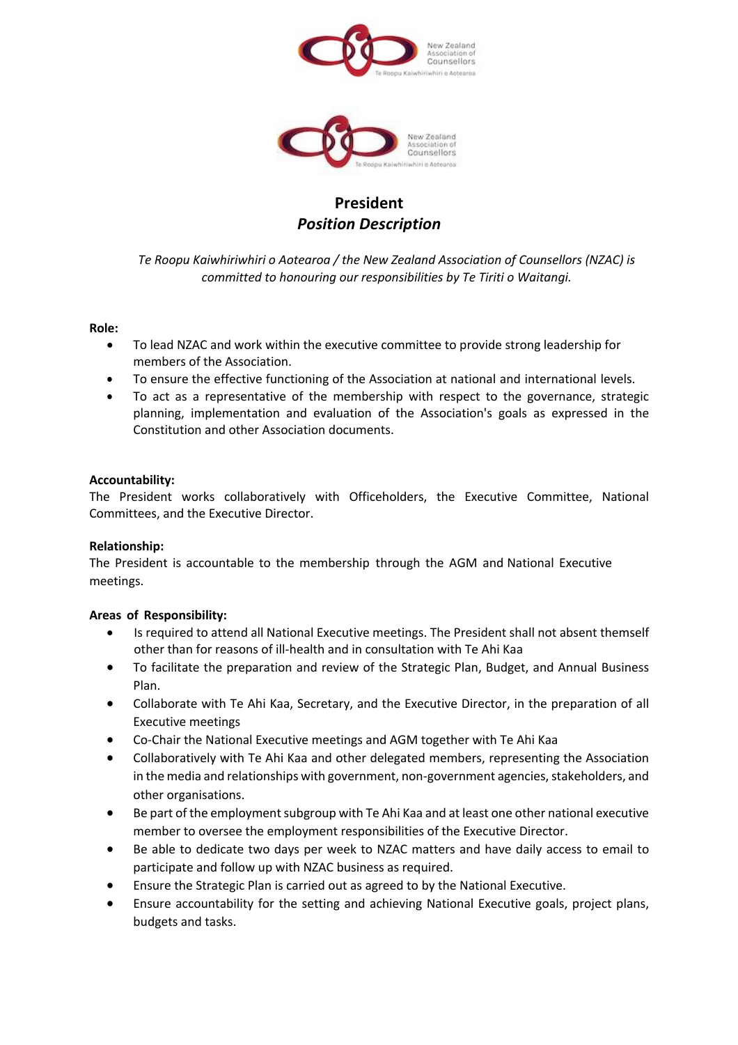# President
## *Position Description*

*Te Roopu Kaiwhiriwhiri o Aotearoa / the New Zealand Association of Counsellors (NZAC) is committed to honouring our responsibilities by Te Tiriti o Waitangi.*

**Role:**

- To lead NZAC and work within the executive committee to provide strong leadership for members of the Association.
- To ensure the effective functioning of the Association at national and international levels.
- To act as a representative of the membership with respect to the governance, strategic planning, implementation and evaluation of the Association's goals as expressed in the Constitution and other Association documents.

**Accountability:**
The President works collaboratively with Officeholders, the Executive Committee, National Committees, and the Executive Director.

**Relationship:**
The President is accountable to the membership through the AGM and National Executive meetings.

**Areas of Responsibility:**

- Is required to attend all National Executive meetings. The President shall not absent themself other than for reasons of ill-health and in consultation with Te Ahi Kaa
- To facilitate the preparation and review of the Strategic Plan, Budget, and Annual Business Plan.
- Collaborate with Te Ahi Kaa, Secretary, and the Executive Director, in the preparation of all Executive meetings
- Co-Chair the National Executive meetings and AGM together with Te Ahi Kaa
- Collaboratively with Te Ahi Kaa and other delegated members, representing the Association in the media and relationships with government, non-government agencies, stakeholders, and other organisations.
- Be part of the employment subgroup with Te Ahi Kaa and at least one other national executive member to oversee the employment responsibilities of the Executive Director.
- Be able to dedicate two days per week to NZAC matters and have daily access to email to participate and follow up with NZAC business as required.
- Ensure the Strategic Plan is carried out as agreed to by the National Executive.
- Ensure accountability for the setting and achieving National Executive goals, project plans, budgets and tasks.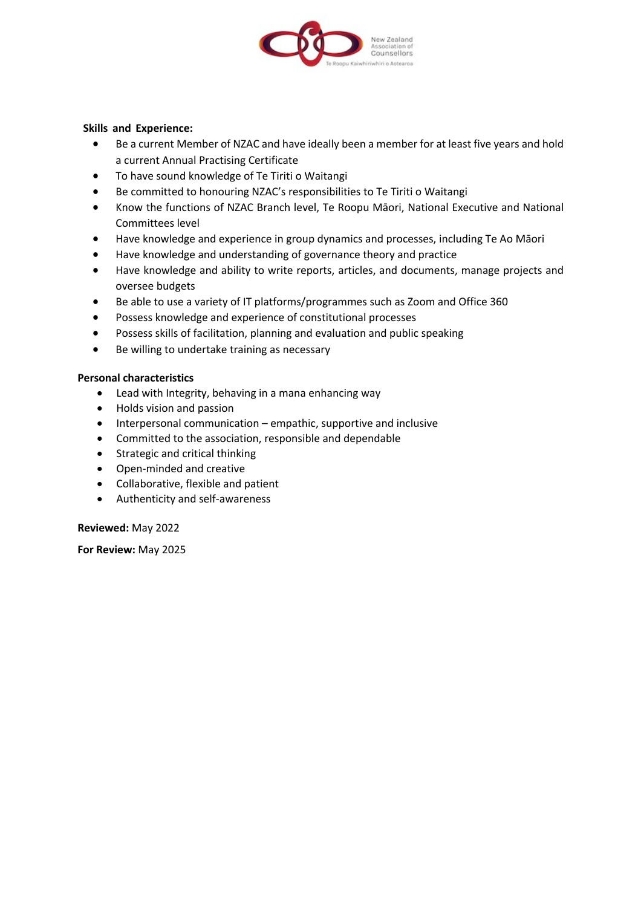**Skills and Experience:**

- Be a current Member of NZAC and have ideally been a member for at least five years and hold a current Annual Practising Certificate
- To have sound knowledge of Te Tiriti o Waitangi
- Be committed to honouring NZAC's responsibilities to Te Tiriti o Waitangi
- Know the functions of NZAC Branch level, Te Roopu Māori, National Executive and National Committees level
- Have knowledge and experience in group dynamics and processes, including Te Ao Māori
- Have knowledge and understanding of governance theory and practice
- Have knowledge and ability to write reports, articles, and documents, manage projects and oversee budgets
- Be able to use a variety of IT platforms/programmes such as Zoom and Office 360
- Possess knowledge and experience of constitutional processes
- Possess skills of facilitation, planning and evaluation and public speaking
- Be willing to undertake training as necessary

**Personal characteristics**

- Lead with Integrity, behaving in a mana enhancing way
- Holds vision and passion
- Interpersonal communication – empathic, supportive and inclusive
- Committed to the association, responsible and dependable
- Strategic and critical thinking
- Open-minded and creative
- Collaborative, flexible and patient
- Authenticity and self-awareness

**Reviewed:** May 2022

**For Review:** May 2025